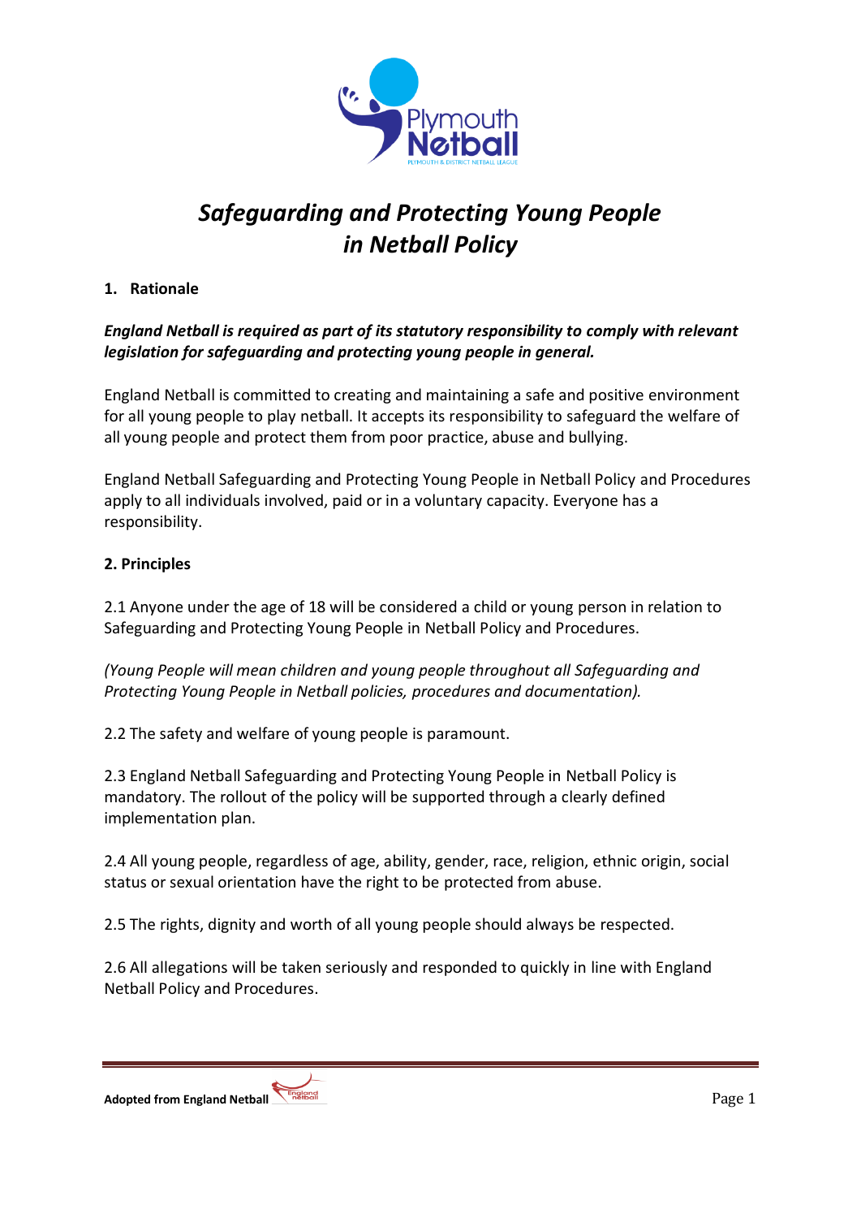# *Safeguarding and Protecting Young People in Netball Policy*

## 1. Rationale

***England Netball is required as part of its statutory responsibility to comply with relevant legislation for safeguarding and protecting young people in general.***

England Netball is committed to creating and maintaining a safe and positive environment for all young people to play netball. It accepts its responsibility to safeguard the welfare of all young people and protect them from poor practice, abuse and bullying.

England Netball Safeguarding and Protecting Young People in Netball Policy and Procedures apply to all individuals involved, paid or in a voluntary capacity. Everyone has a responsibility.

## 2. Principles

2.1 Anyone under the age of 18 will be considered a child or young person in relation to Safeguarding and Protecting Young People in Netball Policy and Procedures.

*(Young People will mean children and young people throughout all Safeguarding and Protecting Young People in Netball policies, procedures and documentation).*

2.2 The safety and welfare of young people is paramount.

2.3 England Netball Safeguarding and Protecting Young People in Netball Policy is mandatory. The rollout of the policy will be supported through a clearly defined implementation plan.

2.4 All young people, regardless of age, ability, gender, race, religion, ethnic origin, social status or sexual orientation have the right to be protected from abuse.

2.5 The rights, dignity and worth of all young people should always be respected.

2.6 All allegations will be taken seriously and responded to quickly in line with England Netball Policy and Procedures.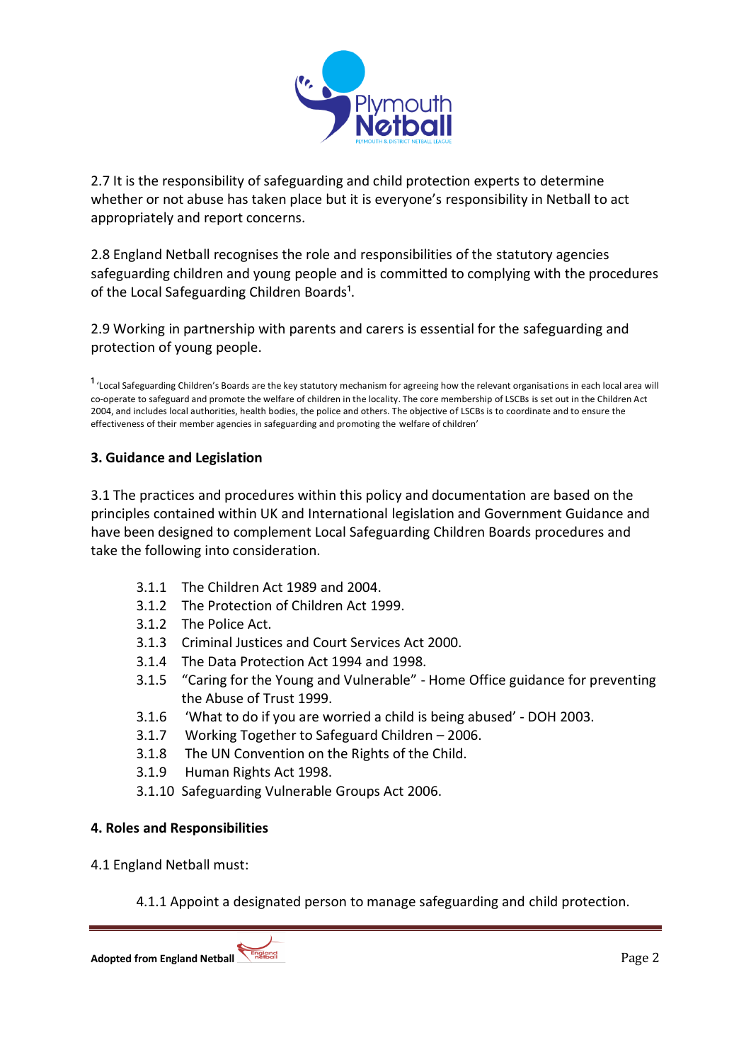2.7 It is the responsibility of safeguarding and child protection experts to determine whether or not abuse has taken place but it is everyone's responsibility in Netball to act appropriately and report concerns.

2.8 England Netball recognises the role and responsibilities of the statutory agencies safeguarding children and young people and is committed to complying with the procedures of the Local Safeguarding Children Boards[1].

2.9 Working in partnership with parents and carers is essential for the safeguarding and protection of young people.

[1] 'Local Safeguarding Children's Boards are the key statutory mechanism for agreeing how the relevant organisations in each local area will co-operate to safeguard and promote the welfare of children in the locality. The core membership of LSCBs is set out in the Children Act 2004, and includes local authorities, health bodies, the police and others. The objective of LSCBs is to coordinate and to ensure the effectiveness of their member agencies in safeguarding and promoting the welfare of children'

## 3. Guidance and Legislation

3.1 The practices and procedures within this policy and documentation are based on the principles contained within UK and International legislation and Government Guidance and have been designed to complement Local Safeguarding Children Boards procedures and take the following into consideration.

- 3.1.1 The Children Act 1989 and 2004.
- 3.1.2 The Protection of Children Act 1999.
- 3.1.2 The Police Act.
- 3.1.3 Criminal Justices and Court Services Act 2000.
- 3.1.4 The Data Protection Act 1994 and 1998.
- 3.1.5 "Caring for the Young and Vulnerable" - Home Office guidance for preventing the Abuse of Trust 1999.
- 3.1.6 'What to do if you are worried a child is being abused' - DOH 2003.
- 3.1.7 Working Together to Safeguard Children – 2006.
- 3.1.8 The UN Convention on the Rights of the Child.
- 3.1.9 Human Rights Act 1998.
- 3.1.10 Safeguarding Vulnerable Groups Act 2006.

## 4. Roles and Responsibilities

4.1 England Netball must:

4.1.1 Appoint a designated person to manage safeguarding and child protection.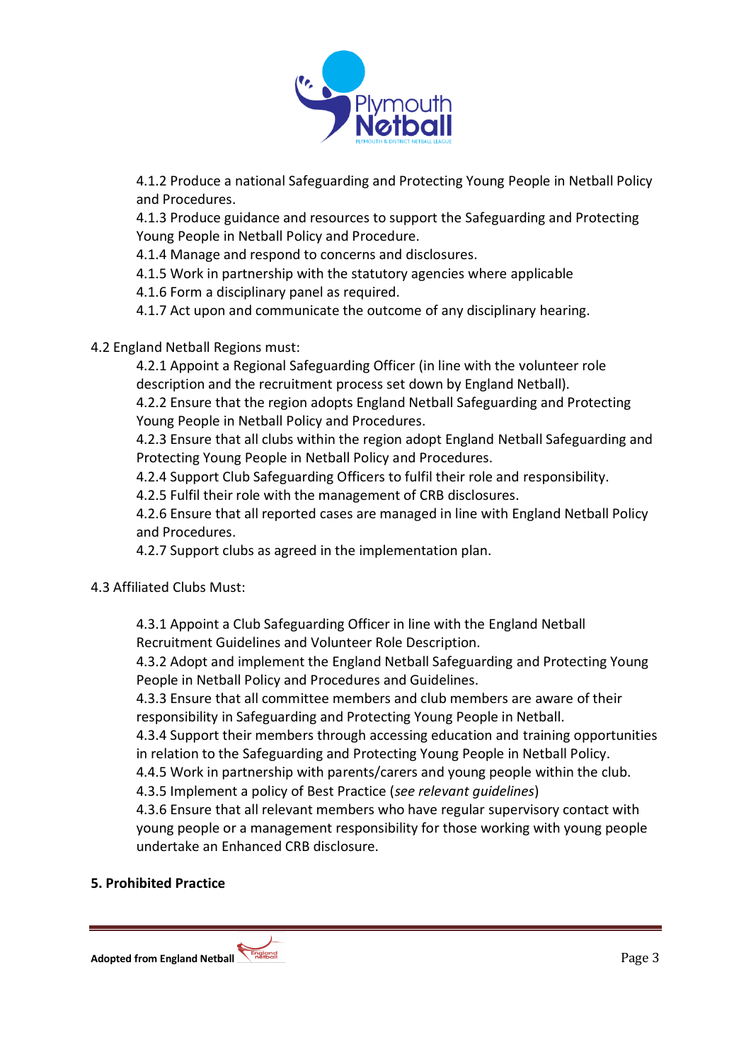4.1.2 Produce a national Safeguarding and Protecting Young People in Netball Policy and Procedures.
4.1.3 Produce guidance and resources to support the Safeguarding and Protecting Young People in Netball Policy and Procedure.
4.1.4 Manage and respond to concerns and disclosures.
4.1.5 Work in partnership with the statutory agencies where applicable
4.1.6 Form a disciplinary panel as required.
4.1.7 Act upon and communicate the outcome of any disciplinary hearing.

4.2 England Netball Regions must:

4.2.1 Appoint a Regional Safeguarding Officer (in line with the volunteer role description and the recruitment process set down by England Netball).
4.2.2 Ensure that the region adopts England Netball Safeguarding and Protecting Young People in Netball Policy and Procedures.
4.2.3 Ensure that all clubs within the region adopt England Netball Safeguarding and Protecting Young People in Netball Policy and Procedures.
4.2.4 Support Club Safeguarding Officers to fulfil their role and responsibility.
4.2.5 Fulfil their role with the management of CRB disclosures.
4.2.6 Ensure that all reported cases are managed in line with England Netball Policy and Procedures.
4.2.7 Support clubs as agreed in the implementation plan.

4.3 Affiliated Clubs Must:

4.3.1 Appoint a Club Safeguarding Officer in line with the England Netball Recruitment Guidelines and Volunteer Role Description.
4.3.2 Adopt and implement the England Netball Safeguarding and Protecting Young People in Netball Policy and Procedures and Guidelines.
4.3.3 Ensure that all committee members and club members are aware of their responsibility in Safeguarding and Protecting Young People in Netball.
4.3.4 Support their members through accessing education and training opportunities in relation to the Safeguarding and Protecting Young People in Netball Policy.
4.4.5 Work in partnership with parents/carers and young people within the club.
4.3.5 Implement a policy of Best Practice (*see relevant guidelines*)
4.3.6 Ensure that all relevant members who have regular supervisory contact with young people or a management responsibility for those working with young people undertake an Enhanced CRB disclosure.

**5. Prohibited Practice**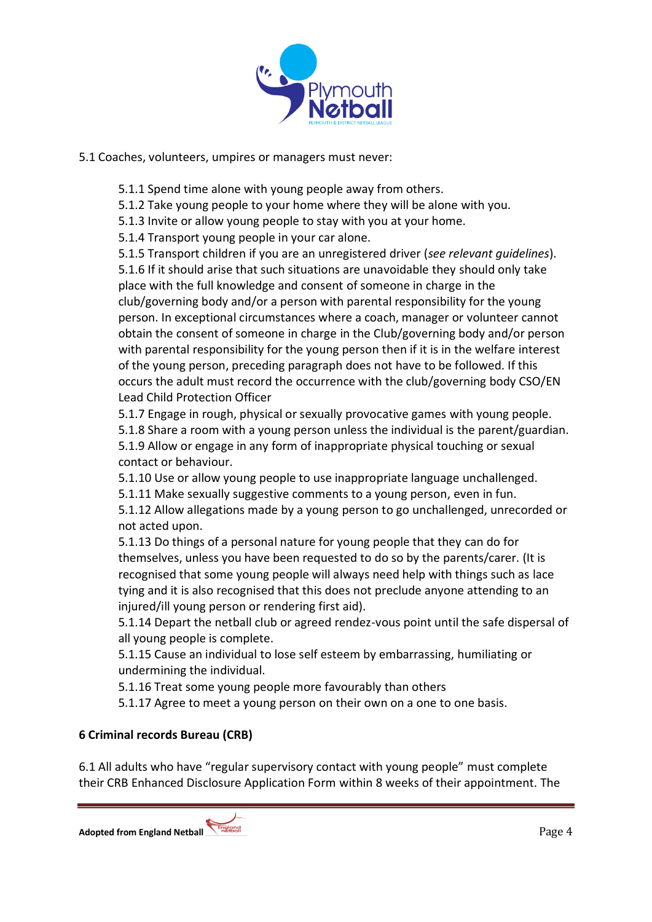5.1 Coaches, volunteers, umpires or managers must never:

5.1.1 Spend time alone with young people away from others.
5.1.2 Take young people to your home where they will be alone with you.
5.1.3 Invite or allow young people to stay with you at your home.
5.1.4 Transport young people in your car alone.
5.1.5 Transport children if you are an unregistered driver (*see relevant guidelines*).
5.1.6 If it should arise that such situations are unavoidable they should only take place with the full knowledge and consent of someone in charge in the club/governing body and/or a person with parental responsibility for the young person. In exceptional circumstances where a coach, manager or volunteer cannot obtain the consent of someone in charge in the Club/governing body and/or person with parental responsibility for the young person then if it is in the welfare interest of the young person, preceding paragraph does not have to be followed. If this occurs the adult must record the occurrence with the club/governing body CSO/EN Lead Child Protection Officer
5.1.7 Engage in rough, physical or sexually provocative games with young people.
5.1.8 Share a room with a young person unless the individual is the parent/guardian.
5.1.9 Allow or engage in any form of inappropriate physical touching or sexual contact or behaviour.
5.1.10 Use or allow young people to use inappropriate language unchallenged.
5.1.11 Make sexually suggestive comments to a young person, even in fun.
5.1.12 Allow allegations made by a young person to go unchallenged, unrecorded or not acted upon.
5.1.13 Do things of a personal nature for young people that they can do for themselves, unless you have been requested to do so by the parents/carer. (It is recognised that some young people will always need help with things such as lace tying and it is also recognised that this does not preclude anyone attending to an injured/ill young person or rendering first aid).
5.1.14 Depart the netball club or agreed rendez-vous point until the safe dispersal of all young people is complete.
5.1.15 Cause an individual to lose self esteem by embarrassing, humiliating or undermining the individual.
5.1.16 Treat some young people more favourably than others
5.1.17 Agree to meet a young person on their own on a one to one basis.

## 6 Criminal records Bureau (CRB)

6.1 All adults who have "regular supervisory contact with young people" must complete their CRB Enhanced Disclosure Application Form within 8 weeks of their appointment. The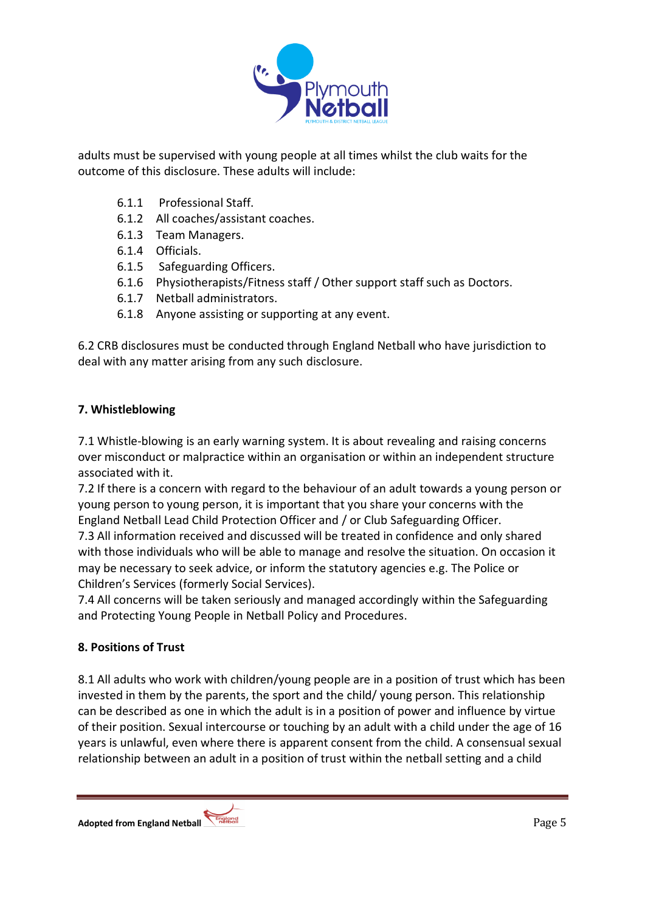adults must be supervised with young people at all times whilst the club waits for the outcome of this disclosure. These adults will include:

- 6.1.1 Professional Staff.
- 6.1.2 All coaches/assistant coaches.
- 6.1.3 Team Managers.
- 6.1.4 Officials.
- 6.1.5 Safeguarding Officers.
- 6.1.6 Physiotherapists/Fitness staff / Other support staff such as Doctors.
- 6.1.7 Netball administrators.
- 6.1.8 Anyone assisting or supporting at any event.

6.2 CRB disclosures must be conducted through England Netball who have jurisdiction to deal with any matter arising from any such disclosure.

**7. Whistleblowing**

7.1 Whistle-blowing is an early warning system. It is about revealing and raising concerns over misconduct or malpractice within an organisation or within an independent structure associated with it.
7.2 If there is a concern with regard to the behaviour of an adult towards a young person or young person to young person, it is important that you share your concerns with the England Netball Lead Child Protection Officer and / or Club Safeguarding Officer.
7.3 All information received and discussed will be treated in confidence and only shared with those individuals who will be able to manage and resolve the situation. On occasion it may be necessary to seek advice, or inform the statutory agencies e.g. The Police or Children's Services (formerly Social Services).
7.4 All concerns will be taken seriously and managed accordingly within the Safeguarding and Protecting Young People in Netball Policy and Procedures.

**8. Positions of Trust**

8.1 All adults who work with children/young people are in a position of trust which has been invested in them by the parents, the sport and the child/ young person. This relationship can be described as one in which the adult is in a position of power and influence by virtue of their position. Sexual intercourse or touching by an adult with a child under the age of 16 years is unlawful, even where there is apparent consent from the child. A consensual sexual relationship between an adult in a position of trust within the netball setting and a child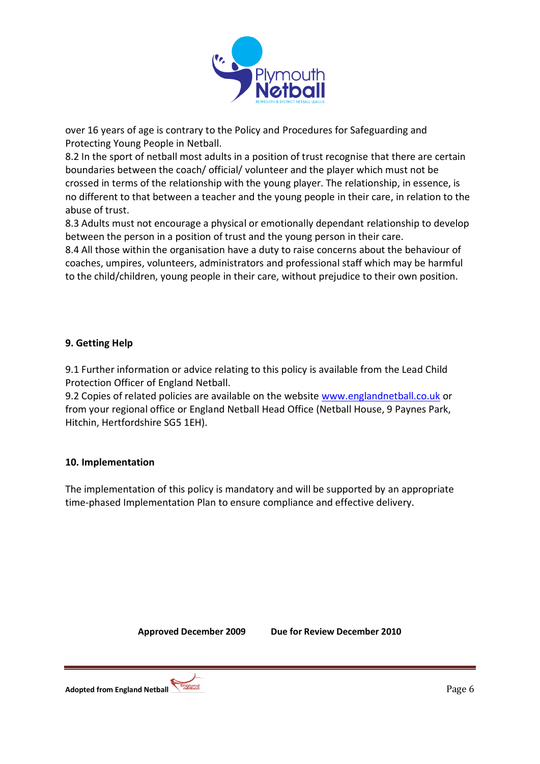over 16 years of age is contrary to the Policy and Procedures for Safeguarding and Protecting Young People in Netball.

8.2 In the sport of netball most adults in a position of trust recognise that there are certain boundaries between the coach/ official/ volunteer and the player which must not be crossed in terms of the relationship with the young player. The relationship, in essence, is no different to that between a teacher and the young people in their care, in relation to the abuse of trust.

8.3 Adults must not encourage a physical or emotionally dependant relationship to develop between the person in a position of trust and the young person in their care.

8.4 All those within the organisation have a duty to raise concerns about the behaviour of coaches, umpires, volunteers, administrators and professional staff which may be harmful to the child/children, young people in their care, without prejudice to their own position.

**9. Getting Help**

9.1 Further information or advice relating to this policy is available from the Lead Child Protection Officer of England Netball.

9.2 Copies of related policies are available on the website www.englandnetball.co.uk or from your regional office or England Netball Head Office (Netball House, 9 Paynes Park, Hitchin, Hertfordshire SG5 1EH).

**10. Implementation**

The implementation of this policy is mandatory and will be supported by an appropriate time-phased Implementation Plan to ensure compliance and effective delivery.

**Approved December 2009** **Due for Review December 2010**